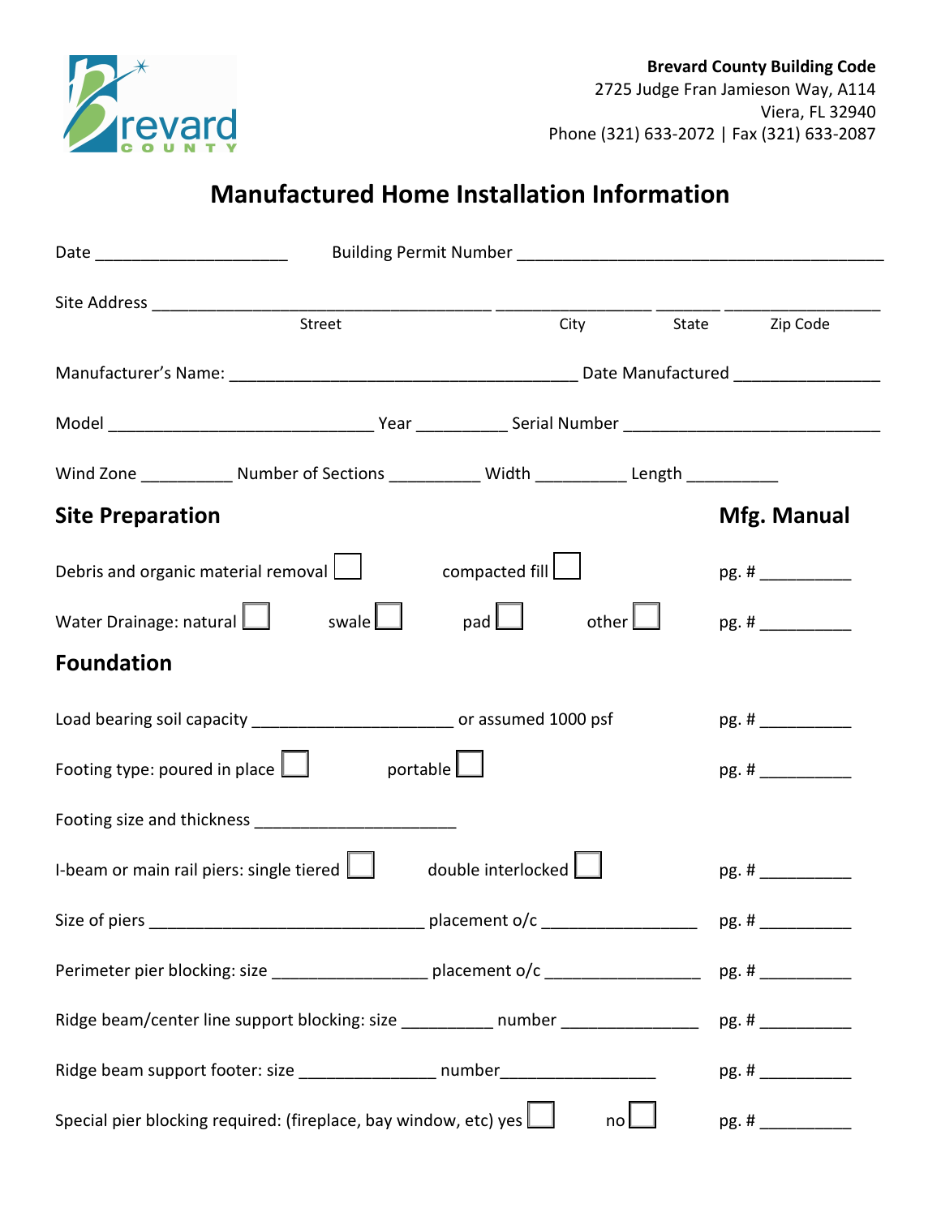**Brevard County Building Code**
2725 Judge Fran Jamieson Way, A114
Viera, FL 32940
Phone (321) 633-2072 | Fax (321) 633-2087

# Manufactured Home Installation Information

Date ____________________ Building Permit Number ______________________________________

Site Address ____________________________________ ________________ ______ ________________
Street City State Zip Code

Manufacturer's Name: ____________________________________ Date Manufactured ______________

Model ____________________________ Year _________ Serial Number ___________________________

Wind Zone _________ Number of Sections _________ Width _________ Length _________

## Site Preparation

**Mfg. Manual**

Debris and organic material removal ☐ compacted fill ☐ pg. # _________

Water Drainage: natural ☐ swale ☐ pad ☐ other ☐ pg. # _________

## Foundation

Load bearing soil capacity _____________________ or assumed 1000 psf pg. # _________

Footing type: poured in place ☐ portable ☐ pg. # _________

Footing size and thickness _____________________

I-beam or main rail piers: single tiered ☐ double interlocked ☐ pg. # _________

Size of piers _____________________________ placement o/c ________________ pg. # _________

Perimeter pier blocking: size ________________ placement o/c ________________ pg. # _________

Ridge beam/center line support blocking: size _________ number ______________ pg. # _________

Ridge beam support footer: size ______________ number________________ pg. # _________

Special pier blocking required: (fireplace, bay window, etc) yes ☐ no ☐ pg. # _________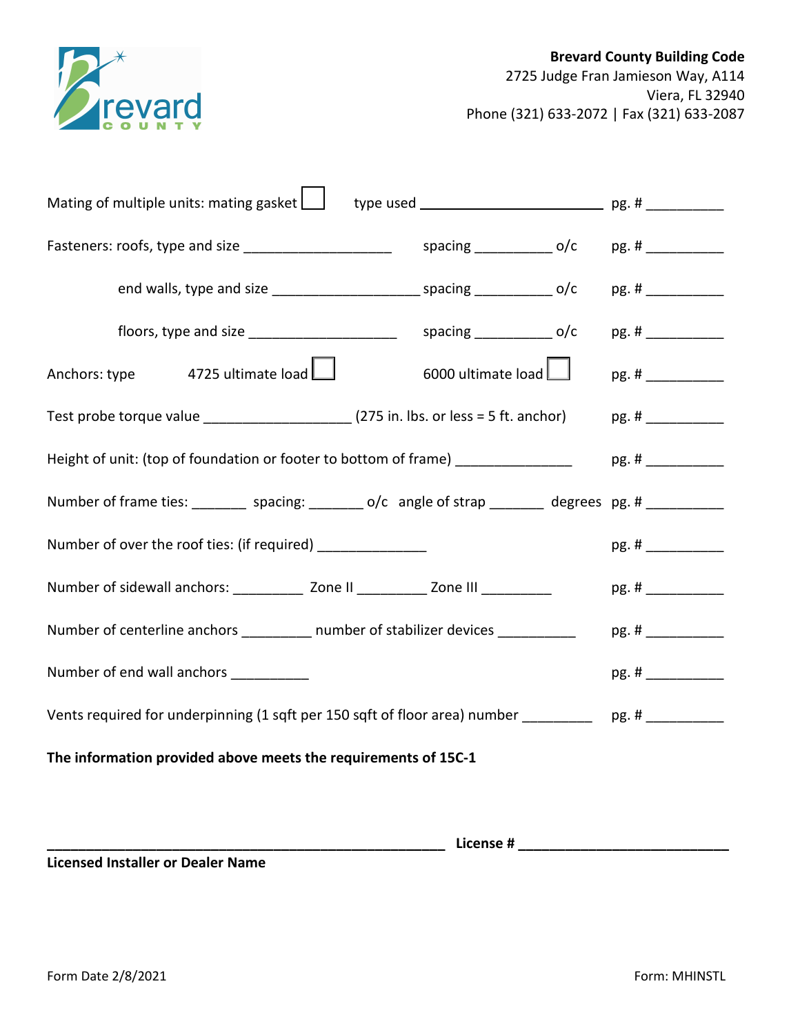**Brevard County Building Code**
2725 Judge Fran Jamieson Way, A114
Viera, FL 32940
Phone (321) 633-2072 | Fax (321) 633-2087

Mating of multiple units: mating gasket ☐ type used ______________________ pg. # __________

Fasteners: roofs, type and size ___________________ spacing __________ o/c pg. # __________

end walls, type and size ___________________ spacing __________ o/c pg. # __________

floors, type and size ___________________ spacing __________ o/c pg. # __________

Anchors: type 4725 ultimate load ☐ 6000 ultimate load ☐ pg. # __________

Test probe torque value ___________________ (275 in. lbs. or less = 5 ft. anchor) pg. # __________

Height of unit: (top of foundation or footer to bottom of frame) _______________ pg. # __________

Number of frame ties: _______ spacing: _______ o/c angle of strap _______ degrees pg. # __________

Number of over the roof ties: (if required) ______________ pg. # __________

Number of sidewall anchors: _________ Zone II _________ Zone III _________ pg. # __________

Number of centerline anchors _________ number of stabilizer devices __________ pg. # __________

Number of end wall anchors __________ pg. # __________

Vents required for underpinning (1 sqft per 150 sqft of floor area) number _________ pg. # __________

**The information provided above meets the requirements of 15C-1**

_____________________________________________________ **License #** ___________________________

**Licensed Installer or Dealer Name**

Form Date 2/8/2021 Form: MHINSTL